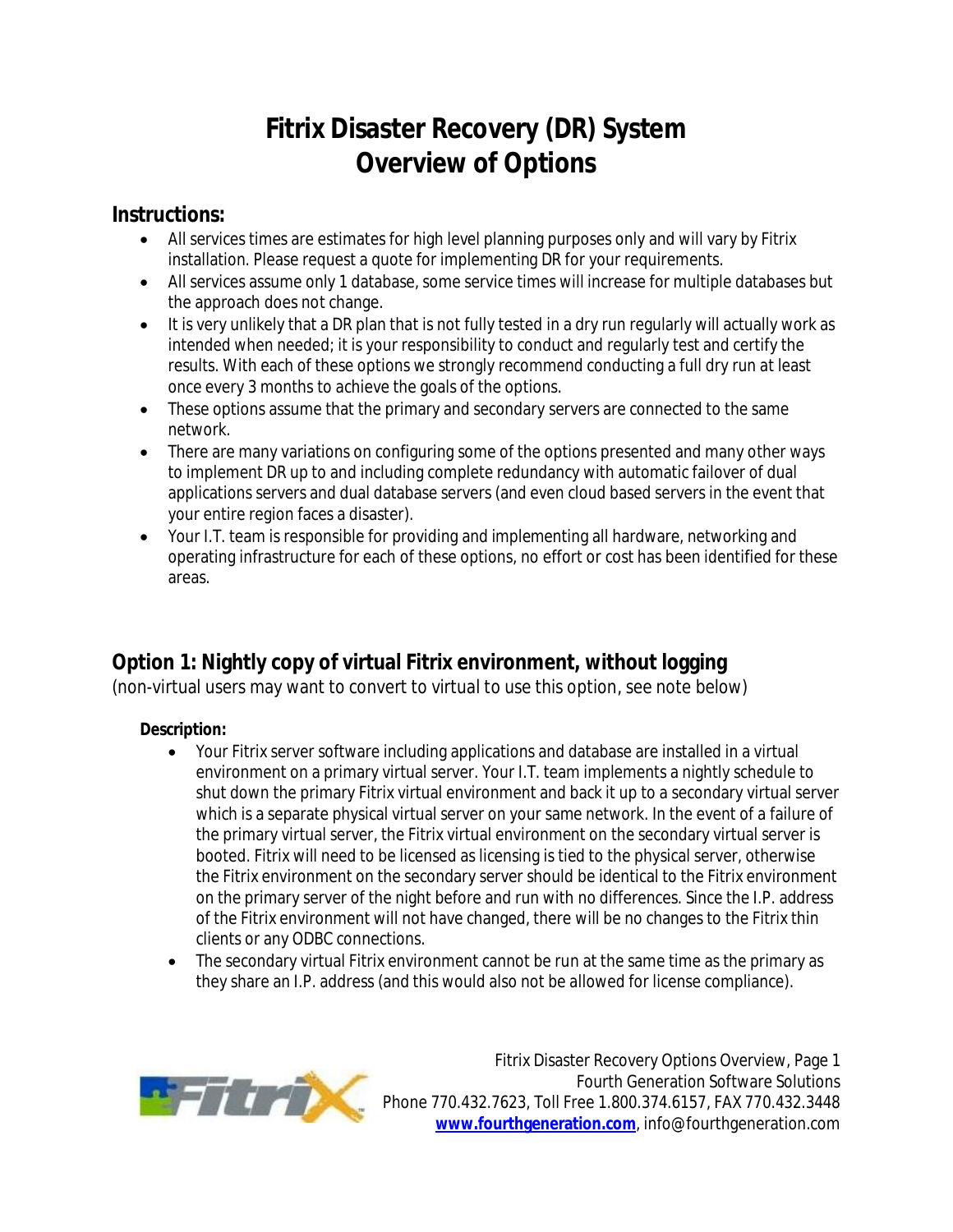# Fitrix Disaster Recovery (DR) System
# Overview of Options

## Instructions:

- All services times are estimates for high level planning purposes only and will vary by Fitrix installation. Please request a quote for implementing DR for your requirements.
- All services assume only 1 database, some service times will increase for multiple databases but the approach does not change.
- It is very unlikely that a DR plan that is not fully tested in a dry run regularly will actually work as intended when needed; it is your responsibility to conduct and regularly test and certify the results. With each of these options we strongly recommend conducting a full dry run at least once every 3 months to achieve the goals of the options.
- These options assume that the primary and secondary servers are connected to the same network.
- There are many variations on configuring some of the options presented and many other ways to implement DR up to and including complete redundancy with automatic failover of dual applications servers and dual database servers (and even cloud based servers in the event that your entire region faces a disaster).
- Your I.T. team is responsible for providing and implementing all hardware, networking and operating infrastructure for each of these options, no effort or cost has been identified for these areas.

## Option 1: Nightly copy of virtual Fitrix environment, without logging

(non-virtual users may want to convert to virtual to use this option, see note below)

### Description:

- Your Fitrix server software including applications and database are installed in a virtual environment on a primary virtual server. Your I.T. team implements a nightly schedule to shut down the primary Fitrix virtual environment and back it up to a secondary virtual server which is a separate physical virtual server on your same network. In the event of a failure of the primary virtual server, the Fitrix virtual environment on the secondary virtual server is booted. Fitrix will need to be licensed as licensing is tied to the physical server, otherwise the Fitrix environment on the secondary server should be identical to the Fitrix environment on the primary server of the night before and run with no differences. Since the I.P. address of the Fitrix environment will not have changed, there will be no changes to the Fitrix thin clients or any ODBC connections.
- The secondary virtual Fitrix environment cannot be run at the same time as the primary as they share an I.P. address (and this would also not be allowed for license compliance).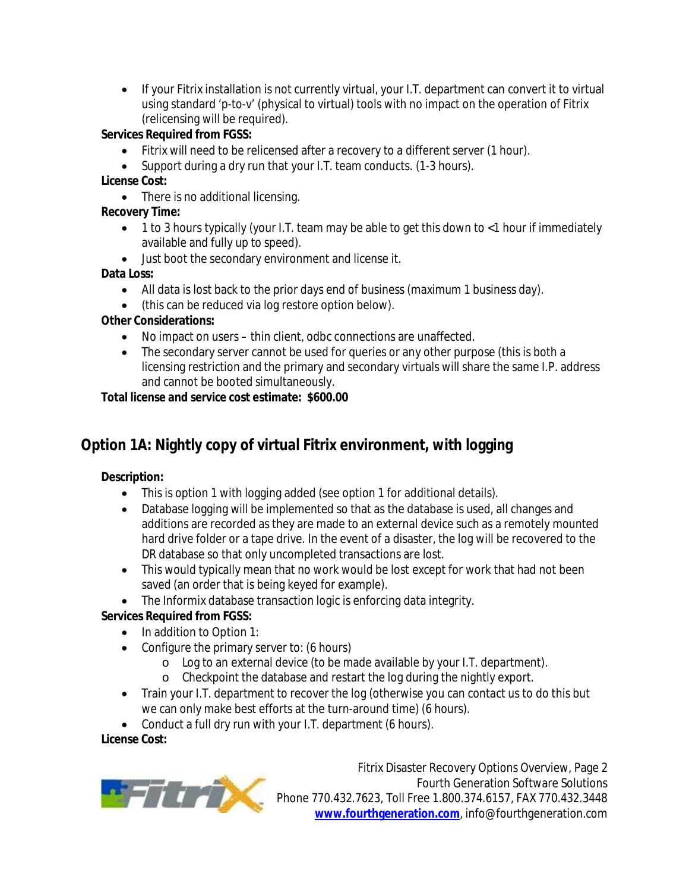- If your Fitrix installation is not currently virtual, your I.T. department can convert it to virtual using standard 'p-to-v' (physical to virtual) tools with no impact on the operation of Fitrix (relicensing will be required).

**Services Required from FGSS:**

- Fitrix will need to be relicensed after a recovery to a different server (1 hour).
- Support during a dry run that your I.T. team conducts. (1-3 hours).

**License Cost:**

- There is no additional licensing.

**Recovery Time:**

- 1 to 3 hours typically (your I.T. team may be able to get this down to <1 hour if immediately available and fully up to speed).
- Just boot the secondary environment and license it.

**Data Loss:**

- All data is lost back to the prior days end of business (maximum 1 business day).
- (this can be reduced via log restore option below).

**Other Considerations:**

- No impact on users – thin client, odbc connections are unaffected.
- The secondary server cannot be used for queries or any other purpose (this is both a licensing restriction and the primary and secondary virtuals will share the same I.P. address and cannot be booted simultaneously.

**Total license and service cost estimate: $600.00**

## Option 1A: Nightly copy of virtual Fitrix environment, with logging

**Description:**

- This is option 1 with logging added (see option 1 for additional details).
- Database logging will be implemented so that as the database is used, all changes and additions are recorded as they are made to an external device such as a remotely mounted hard drive folder or a tape drive. In the event of a disaster, the log will be recovered to the DR database so that only uncompleted transactions are lost.
- This would typically mean that no work would be lost except for work that had not been saved (an order that is being keyed for example).
- The Informix database transaction logic is enforcing data integrity.

**Services Required from FGSS:**

- In addition to Option 1:
- Configure the primary server to: (6 hours)
  - Log to an external device (to be made available by your I.T. department).
  - Checkpoint the database and restart the log during the nightly export.
- Train your I.T. department to recover the log (otherwise you can contact us to do this but we can only make best efforts at the turn-around time) (6 hours).
- Conduct a full dry run with your I.T. department (6 hours).

**License Cost:**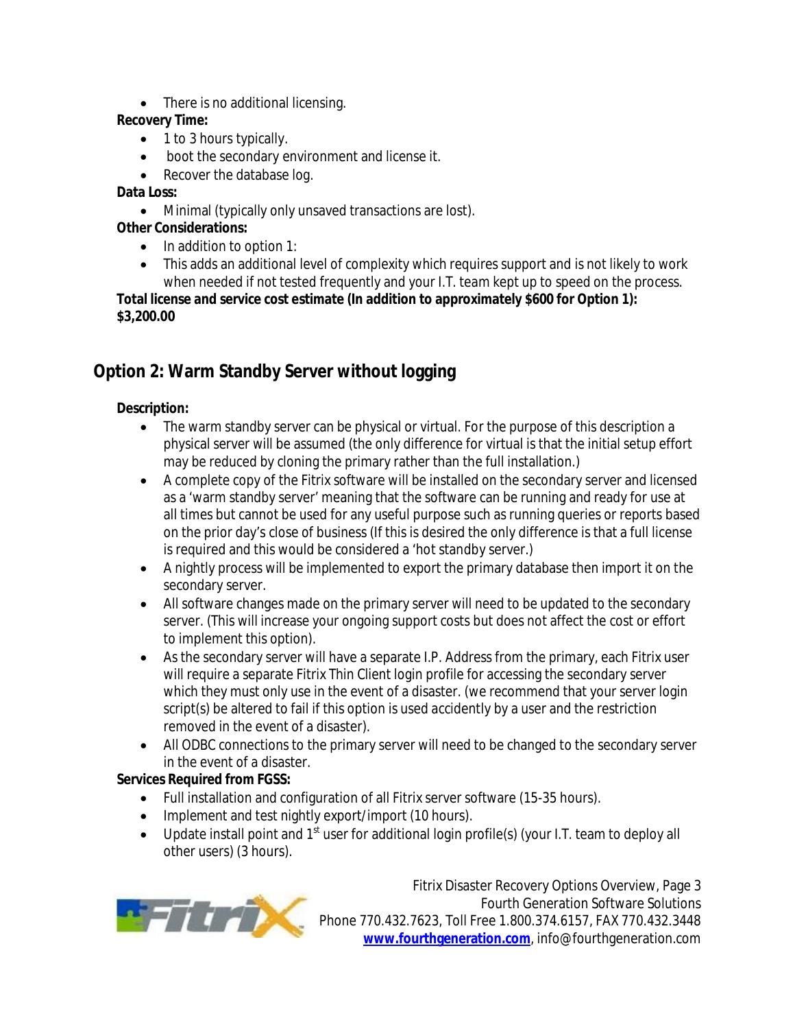- There is no additional licensing.

**Recovery Time:**

- 1 to 3 hours typically.
- boot the secondary environment and license it.
- Recover the database log.

**Data Loss:**

- Minimal (typically only unsaved transactions are lost).

**Other Considerations:**

- In addition to option 1:
- This adds an additional level of complexity which requires support and is not likely to work when needed if not tested frequently and your I.T. team kept up to speed on the process.

**Total license and service cost estimate (In addition to approximately $600 for Option 1): $3,200.00**

## Option 2: Warm Standby Server without logging

**Description:**

- The warm standby server can be physical or virtual. For the purpose of this description a physical server will be assumed (the only difference for virtual is that the initial setup effort may be reduced by cloning the primary rather than the full installation.)
- A complete copy of the Fitrix software will be installed on the secondary server and licensed as a 'warm standby server' meaning that the software can be running and ready for use at all times but cannot be used for any useful purpose such as running queries or reports based on the prior day's close of business (If this is desired the only difference is that a full license is required and this would be considered a 'hot standby server.)
- A nightly process will be implemented to export the primary database then import it on the secondary server.
- All software changes made on the primary server will need to be updated to the secondary server. (This will increase your ongoing support costs but does not affect the cost or effort to implement this option).
- As the secondary server will have a separate I.P. Address from the primary, each Fitrix user will require a separate Fitrix Thin Client login profile for accessing the secondary server which they must only use in the event of a disaster. (we recommend that your server login script(s) be altered to fail if this option is used accidently by a user and the restriction removed in the event of a disaster).
- All ODBC connections to the primary server will need to be changed to the secondary server in the event of a disaster.

**Services Required from FGSS:**

- Full installation and configuration of all Fitrix server software (15-35 hours).
- Implement and test nightly export/import (10 hours).
- Update install point and 1st user for additional login profile(s) (your I.T. team to deploy all other users) (3 hours).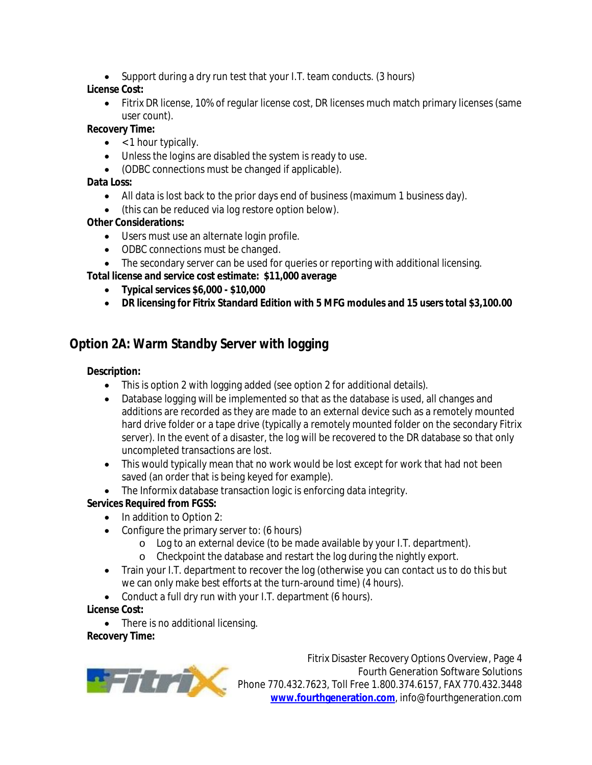- Support during a dry run test that your I.T. team conducts. (3 hours)

**License Cost:**

- Fitrix DR license, 10% of regular license cost, DR licenses much match primary licenses (same user count).

**Recovery Time:**

- <1 hour typically.
- Unless the logins are disabled the system is ready to use.
- (ODBC connections must be changed if applicable).

**Data Loss:**

- All data is lost back to the prior days end of business (maximum 1 business day).
- (this can be reduced via log restore option below).

**Other Considerations:**

- Users must use an alternate login profile.
- ODBC connections must be changed.
- The secondary server can be used for queries or reporting with additional licensing.

**Total license and service cost estimate: $11,000 average**

- **Typical services $6,000 - $10,000**
- **DR licensing for Fitrix Standard Edition with 5 MFG modules and 15 users total $3,100.00**

## Option 2A: Warm Standby Server with logging

**Description:**

- This is option 2 with logging added (see option 2 for additional details).
- Database logging will be implemented so that as the database is used, all changes and additions are recorded as they are made to an external device such as a remotely mounted hard drive folder or a tape drive (typically a remotely mounted folder on the secondary Fitrix server). In the event of a disaster, the log will be recovered to the DR database so that only uncompleted transactions are lost.
- This would typically mean that no work would be lost except for work that had not been saved (an order that is being keyed for example).
- The Informix database transaction logic is enforcing data integrity.

**Services Required from FGSS:**

- In addition to Option 2:
- Configure the primary server to: (6 hours)
  - Log to an external device (to be made available by your I.T. department).
  - Checkpoint the database and restart the log during the nightly export.
- Train your I.T. department to recover the log (otherwise you can contact us to do this but we can only make best efforts at the turn-around time) (4 hours).
- Conduct a full dry run with your I.T. department (6 hours).

**License Cost:**

- There is no additional licensing.

**Recovery Time:**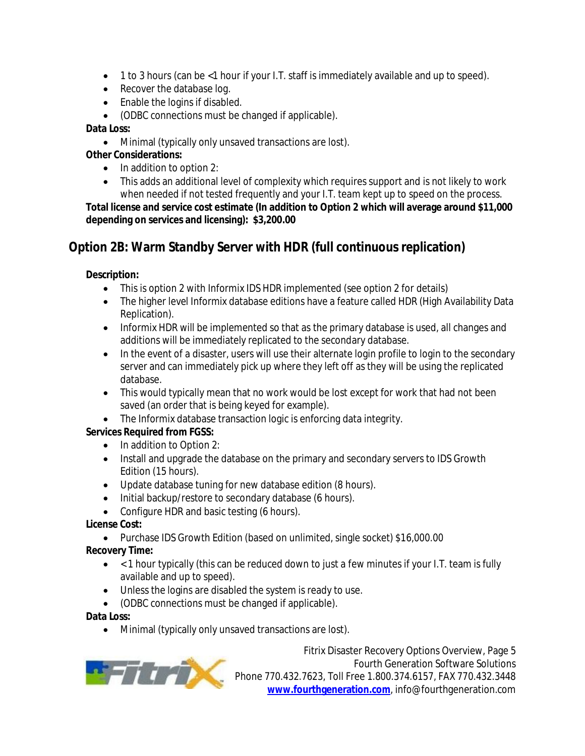- 1 to 3 hours (can be <1 hour if your I.T. staff is immediately available and up to speed).
- Recover the database log.
- Enable the logins if disabled.
- (ODBC connections must be changed if applicable).

**Data Loss:**

- Minimal (typically only unsaved transactions are lost).

**Other Considerations:**

- In addition to option 2:
- This adds an additional level of complexity which requires support and is not likely to work when needed if not tested frequently and your I.T. team kept up to speed on the process.

**Total license and service cost estimate (In addition to Option 2 which will average around $11,000 depending on services and licensing): $3,200.00**

## Option 2B: Warm Standby Server with HDR (full continuous replication)

**Description:**

- This is option 2 with Informix IDS HDR implemented (see option 2 for details)
- The higher level Informix database editions have a feature called HDR (High Availability Data Replication).
- Informix HDR will be implemented so that as the primary database is used, all changes and additions will be immediately replicated to the secondary database.
- In the event of a disaster, users will use their alternate login profile to login to the secondary server and can immediately pick up where they left off as they will be using the replicated database.
- This would typically mean that no work would be lost except for work that had not been saved (an order that is being keyed for example).
- The Informix database transaction logic is enforcing data integrity.

**Services Required from FGSS:**

- In addition to Option 2:
- Install and upgrade the database on the primary and secondary servers to IDS Growth Edition (15 hours).
- Update database tuning for new database edition (8 hours).
- Initial backup/restore to secondary database (6 hours).
- Configure HDR and basic testing (6 hours).

**License Cost:**

- Purchase IDS Growth Edition (based on unlimited, single socket) $16,000.00

**Recovery Time:**

- < 1 hour typically (this can be reduced down to just a few minutes if your I.T. team is fully available and up to speed).
- Unless the logins are disabled the system is ready to use.
- (ODBC connections must be changed if applicable).

**Data Loss:**

- Minimal (typically only unsaved transactions are lost).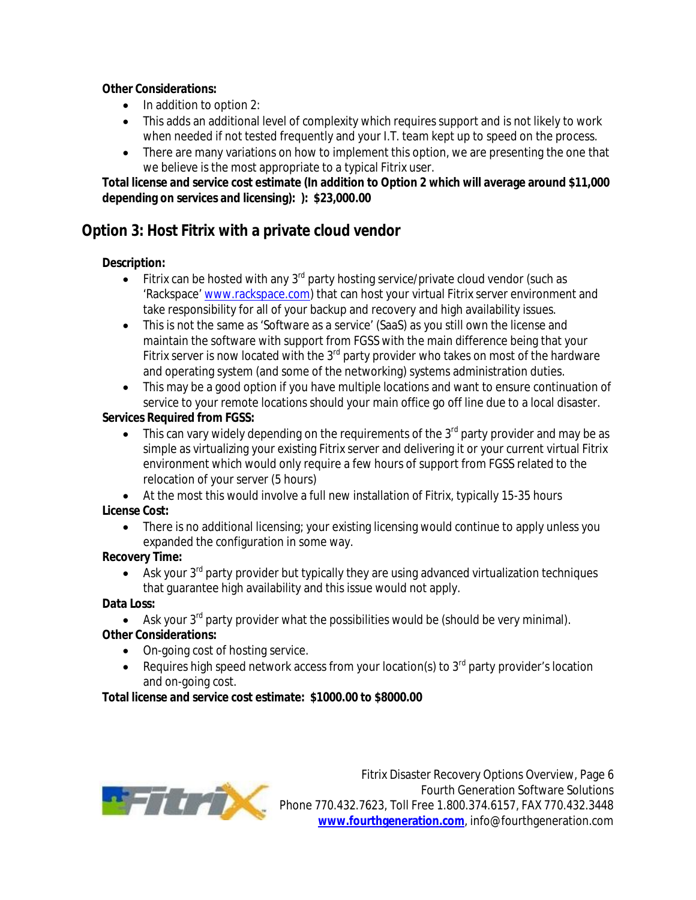**Other Considerations:**

- In addition to option 2:
- This adds an additional level of complexity which requires support and is not likely to work when needed if not tested frequently and your I.T. team kept up to speed on the process.
- There are many variations on how to implement this option, we are presenting the one that we believe is the most appropriate to a typical Fitrix user.

**Total license and service cost estimate (In addition to Option 2 which will average around $11,000 depending on services and licensing): ): $23,000.00**

## Option 3: Host Fitrix with a private cloud vendor

**Description:**

- Fitrix can be hosted with any 3rd party hosting service/private cloud vendor (such as 'Rackspace' www.rackspace.com) that can host your virtual Fitrix server environment and take responsibility for all of your backup and recovery and high availability issues.
- This is not the same as 'Software as a service' (SaaS) as you still own the license and maintain the software with support from FGSS with the main difference being that your Fitrix server is now located with the 3rd party provider who takes on most of the hardware and operating system (and some of the networking) systems administration duties.
- This may be a good option if you have multiple locations and want to ensure continuation of service to your remote locations should your main office go off line due to a local disaster.

**Services Required from FGSS:**

- This can vary widely depending on the requirements of the 3rd party provider and may be as simple as virtualizing your existing Fitrix server and delivering it or your current virtual Fitrix environment which would only require a few hours of support from FGSS related to the relocation of your server (5 hours)
- At the most this would involve a full new installation of Fitrix, typically 15-35 hours

**License Cost:**

- There is no additional licensing; your existing licensing would continue to apply unless you expanded the configuration in some way.

**Recovery Time:**

- Ask your 3rd party provider but typically they are using advanced virtualization techniques that guarantee high availability and this issue would not apply.

**Data Loss:**

- Ask your 3rd party provider what the possibilities would be (should be very minimal).

**Other Considerations:**

- On-going cost of hosting service.
- Requires high speed network access from your location(s) to 3rd party provider's location and on-going cost.

**Total license and service cost estimate: $1000.00 to $8000.00**